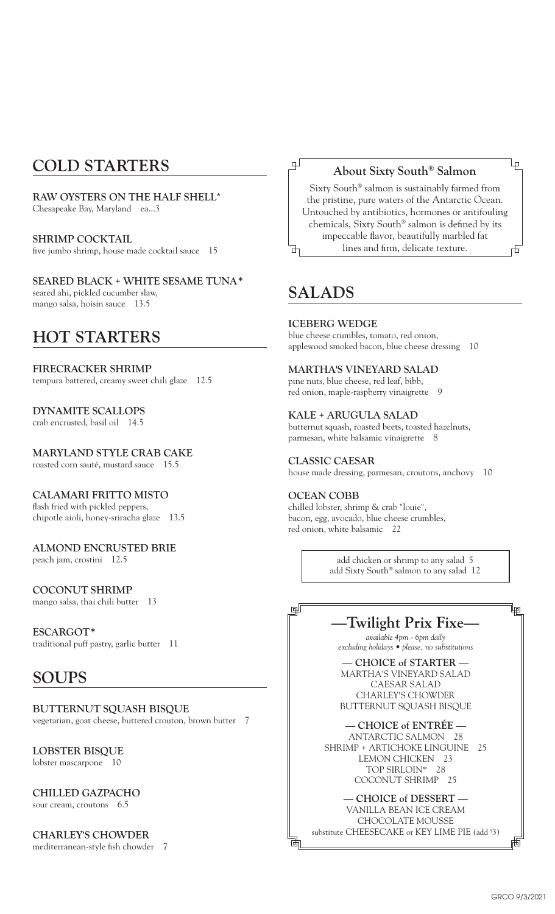## COLD STARTERS

**RAW OYSTERS ON THE HALF SHELL***
Chesapeake Bay, Maryland ea...3

**SHRIMP COCKTAIL**
five jumbo shrimp, house made cocktail sauce 15

**SEARED BLACK + WHITE SESAME TUNA***
seared ahi, pickled cucumber slaw, mango salsa, hoisin sauce 13.5

## HOT STARTERS

**FIRECRACKER SHRIMP**
tempura battered, creamy sweet chili glaze 12.5

**DYNAMITE SCALLOPS**
crab encrusted, basil oil 14.5

**MARYLAND STYLE CRAB CAKE**
roasted corn sauté, mustard sauce 15.5

**CALAMARI FRITTO MISTO**
flash fried with pickled peppers, chipotle aioli, honey-sriracha glaze 13.5

**ALMOND ENCRUSTED BRIE**
peach jam, crostini 12.5

**COCONUT SHRIMP**
mango salsa, thai chili butter 13

**ESCARGOT***
traditional puff pastry, garlic butter 11

## SOUPS

**BUTTERNUT SQUASH BISQUE**
vegetarian, goat cheese, buttered crouton, brown butter 7

**LOBSTER BISQUE**
lobster mascarpone 10

**CHILLED GAZPACHO**
sour cream, croutons 6.5

**CHARLEY'S CHOWDER**
mediterranean-style fish chowder 7

### About Sixty South® Salmon

Sixty South® salmon is sustainably farmed from the pristine, pure waters of the Antarctic Ocean. Untouched by antibiotics, hormones or antifouling chemicals, Sixty South® salmon is defined by its impeccable flavor, beautifully marbled fat lines and firm, delicate texture.

## SALADS

**ICEBERG WEDGE**
blue cheese crumbles, tomato, red onion, applewood smoked bacon, blue cheese dressing 10

**MARTHA'S VINEYARD SALAD**
pine nuts, blue cheese, red leaf, bibb, red onion, maple-raspberry vinaigrette 9

**KALE + ARUGULA SALAD**
butternut squash, roasted beets, toasted hazelnuts, parmesan, white balsamic vinaigrette 8

**CLASSIC CAESAR**
house made dressing, parmesan, croutons, anchovy 10

**OCEAN COBB**
chilled lobster, shrimp & crab "louie", bacon, egg, avocado, blue cheese crumbles, red onion, white balsamic 22

add chicken or shrimp to any salad 5
add Sixty South® salmon to any salad 12

## —Twilight Prix Fixe—

*available 4pm - 6pm daily*
*excluding holidays • please, no substitutions*

**— CHOICE of STARTER —**
MARTHA'S VINEYARD SALAD
CAESAR SALAD
CHARLEY'S CHOWDER
BUTTERNUT SQUASH BISQUE

**— CHOICE of ENTRÉE —**
ANTARCTIC SALMON 28
SHRIMP + ARTICHOKE LINGUINE 25
LEMON CHICKEN 23
TOP SIRLOIN* 28
COCONUT SHRIMP 25

**— CHOICE of DESSERT —**
VANILLA BEAN ICE CREAM
CHOCOLATE MOUSSE
substitute CHEESECAKE or KEY LIME PIE (add $3)

GRCO 9/3/2021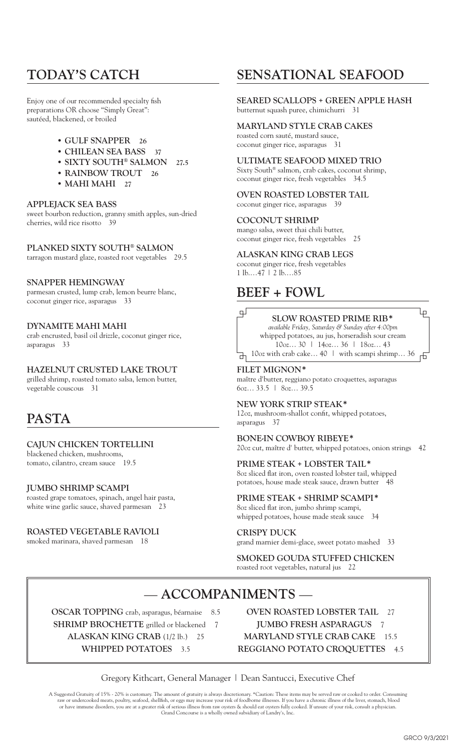## TODAY'S CATCH

Enjoy one of our recommended specialty fish preparations OR choose "Simply Great": sautéed, blackened, or broiled

- **GULF SNAPPER** 26
- **CHILEAN SEA BASS** 37
- **SIXTY SOUTH® SALMON** 27.5
- **RAINBOW TROUT** 26
- **MAHI MAHI** 27

**APPLEJACK SEA BASS**
sweet bourbon reduction, granny smith apples, sun-dried cherries, wild rice risotto 39

**PLANKED SIXTY SOUTH® SALMON**
tarragon mustard glaze, roasted root vegetables 29.5

**SNAPPER HEMINGWAY**
parmesan crusted, lump crab, lemon beurre blanc, coconut ginger rice, asparagus 33

**DYNAMITE MAHI MAHI**
crab encrusted, basil oil drizzle, coconut ginger rice, asparagus 33

**HAZELNUT CRUSTED LAKE TROUT**
grilled shrimp, roasted tomato salsa, lemon butter, vegetable couscous 31

## PASTA

**CAJUN CHICKEN TORTELLINI**
blackened chicken, mushrooms, tomato, cilantro, cream sauce 19.5

**JUMBO SHRIMP SCAMPI**
roasted grape tomatoes, spinach, angel hair pasta, white wine garlic sauce, shaved parmesan 23

**ROASTED VEGETABLE RAVIOLI**
smoked marinara, shaved parmesan 18

## SENSATIONAL SEAFOOD

**SEARED SCALLOPS + GREEN APPLE HASH**
butternut squash puree, chimichurri 31

**MARYLAND STYLE CRAB CAKES**
roasted corn sauté, mustard sauce, coconut ginger rice, asparagus 31

**ULTIMATE SEAFOOD MIXED TRIO**
Sixty South® salmon, crab cakes, coconut shrimp, coconut ginger rice, fresh vegetables 34.5

**OVEN ROASTED LOBSTER TAIL**
coconut ginger rice, asparagus 39

**COCONUT SHRIMP**
mango salsa, sweet thai chili butter, coconut ginger rice, fresh vegetables 25

**ALASKAN KING CRAB LEGS**
coconut ginger rice, fresh vegetables
1 lb.…47 | 2 lb.…85

## BEEF + FOWL

**SLOW ROASTED PRIME RIB***
*available Friday, Saturday & Sunday after 4:00pm*
whipped potatoes, au jus, horseradish sour cream
10oz… 30 | 14oz… 36 | 18oz… 43
10oz with crab cake… 40 | with scampi shrimp… 36

**FILET MIGNON***
maître d'butter, reggiano potato croquettes, asparagus
6oz… 33.5 | 8oz… 39.5

**NEW YORK STRIP STEAK***
12oz, mushroom-shallot confit, whipped potatoes, asparagus 37

**BONE-IN COWBOY RIBEYE***
20oz cut, maître d' butter, whipped potatoes, onion strings 42

**PRIME STEAK + LOBSTER TAIL***
8oz sliced flat iron, oven roasted lobster tail, whipped potatoes, house made steak sauce, drawn butter 48

**PRIME STEAK + SHRIMP SCAMPI***
8oz sliced flat iron, jumbo shrimp scampi, whipped potatoes, house made steak sauce 34

**CRISPY DUCK**
grand marnier demi-glace, sweet potato mashed 33

**SMOKED GOUDA STUFFED CHICKEN**
roasted root vegetables, natural jus 22

## — ACCOMPANIMENTS —

**OSCAR TOPPING** crab, asparagus, béarnaise 8.5
**SHRIMP BROCHETTE** grilled or blackened 7
**ALASKAN KING CRAB** (1/2 lb.) 25
**WHIPPED POTATOES** 3.5
**OVEN ROASTED LOBSTER TAIL** 27
**JUMBO FRESH ASPARAGUS** 7
**MARYLAND STYLE CRAB CAKE** 15.5
**REGGIANO POTATO CROQUETTES** 4.5

Gregory Kithcart, General Manager | Dean Santucci, Executive Chef

A Suggested Gratuity of 15% - 20% is customary. The amount of gratuity is always discretionary. *Caution: These items may be served raw or cooked to order. Consuming raw or undercooked meats, poultry, seafood, shellfish, or eggs may increase your risk of foodborne illnesses. If you have a chronic illness of the liver, stomach, blood or have immune disorders, you are at a greater risk of serious illness from raw oysters & should eat oysters fully cooked. If unsure of your risk, consult a physician. Grand Concourse is a wholly owned subsidiary of Landry's, Inc.

GRCO 9/3/2021